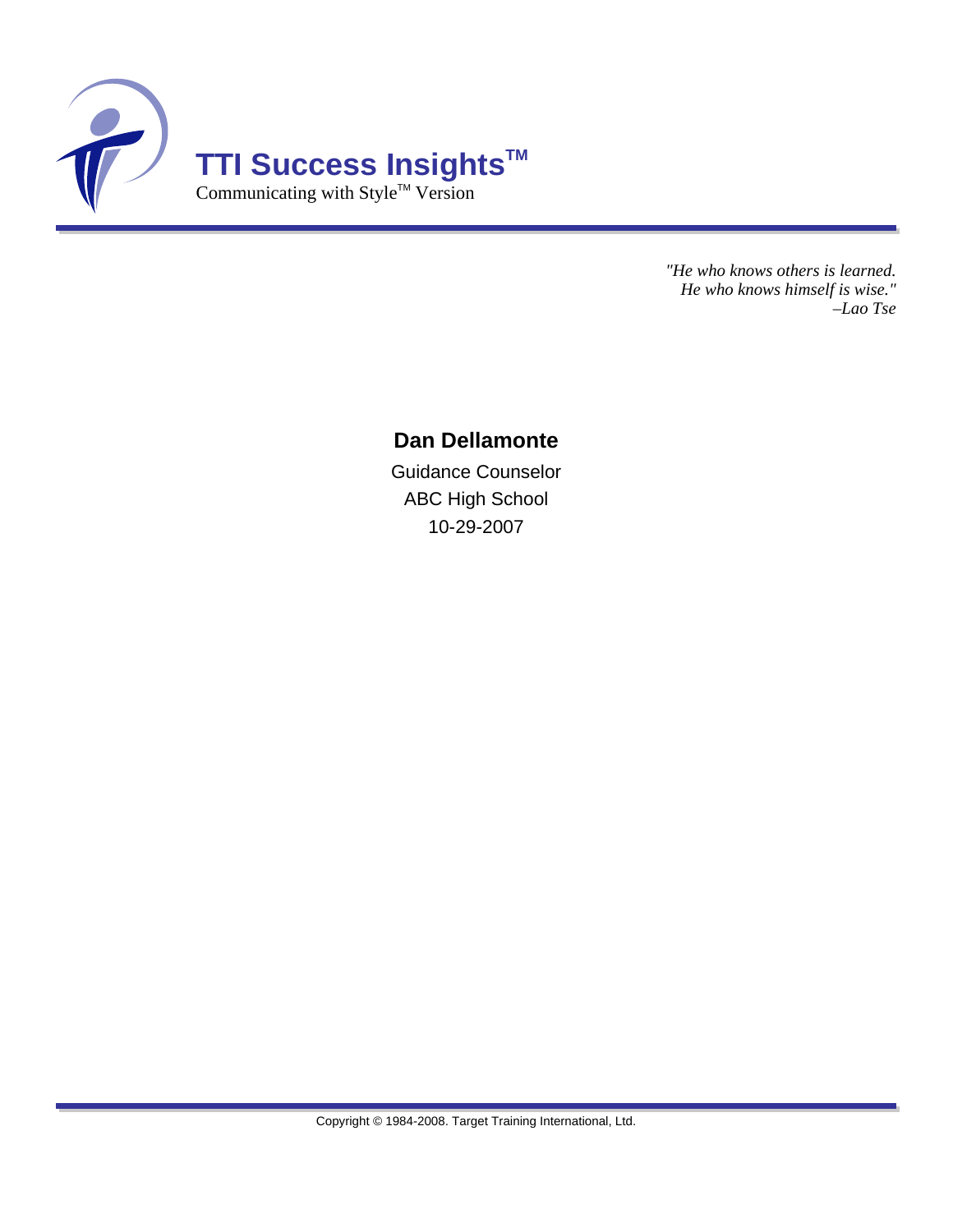# TTI Success Insights™

Communicating with Style™ Version

*"He who knows others is learned.*
*He who knows himself is wise."*
*–Lao Tse*

## Dan Dellamonte

Guidance Counselor

ABC High School

10-29-2007

Copyright © 1984-2008. Target Training International, Ltd.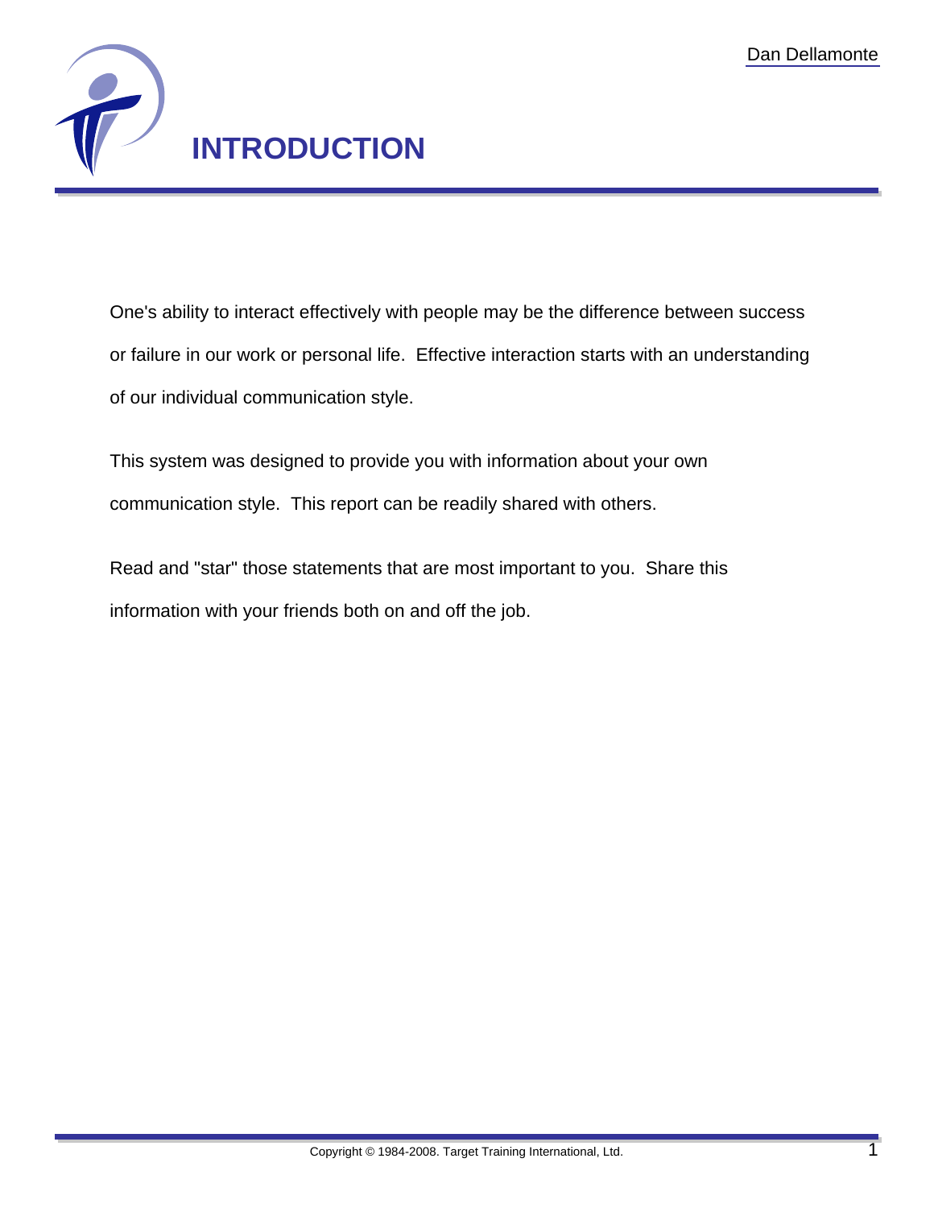# INTRODUCTION

One's ability to interact effectively with people may be the difference between success or failure in our work or personal life. Effective interaction starts with an understanding of our individual communication style.

This system was designed to provide you with information about your own communication style. This report can be readily shared with others.

Read and "star" those statements that are most important to you. Share this information with your friends both on and off the job.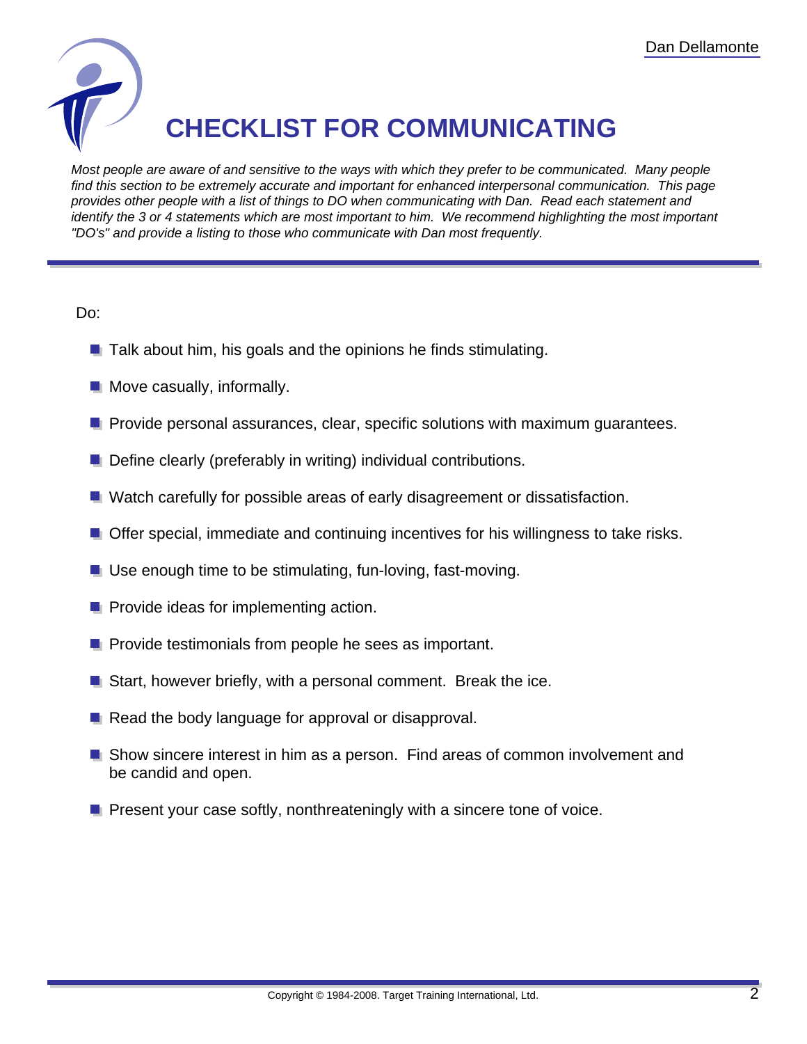# CHECKLIST FOR COMMUNICATING

*Most people are aware of and sensitive to the ways with which they prefer to be communicated. Many people find this section to be extremely accurate and important for enhanced interpersonal communication. This page provides other people with a list of things to DO when communicating with Dan. Read each statement and identify the 3 or 4 statements which are most important to him. We recommend highlighting the most important "DO's" and provide a listing to those who communicate with Dan most frequently.*

Do:

- Talk about him, his goals and the opinions he finds stimulating.
- Move casually, informally.
- Provide personal assurances, clear, specific solutions with maximum guarantees.
- Define clearly (preferably in writing) individual contributions.
- Watch carefully for possible areas of early disagreement or dissatisfaction.
- Offer special, immediate and continuing incentives for his willingness to take risks.
- Use enough time to be stimulating, fun-loving, fast-moving.
- Provide ideas for implementing action.
- Provide testimonials from people he sees as important.
- Start, however briefly, with a personal comment. Break the ice.
- Read the body language for approval or disapproval.
- Show sincere interest in him as a person. Find areas of common involvement and be candid and open.
- Present your case softly, nonthreateningly with a sincere tone of voice.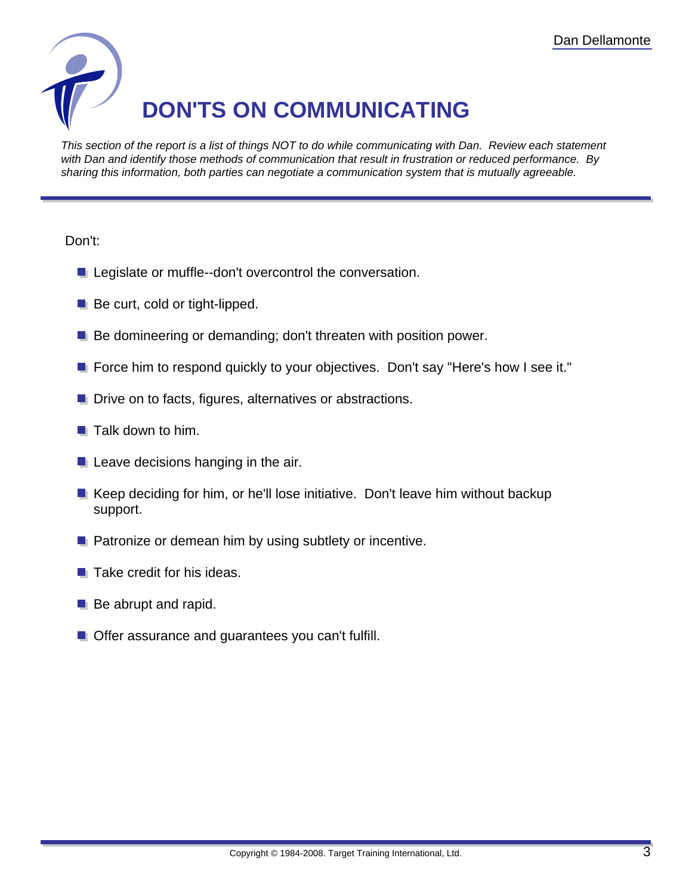# DON'TS ON COMMUNICATING

*This section of the report is a list of things NOT to do while communicating with Dan. Review each statement with Dan and identify those methods of communication that result in frustration or reduced performance. By sharing this information, both parties can negotiate a communication system that is mutually agreeable.*

Don't:

- Legislate or muffle--don't overcontrol the conversation.
- Be curt, cold or tight-lipped.
- Be domineering or demanding; don't threaten with position power.
- Force him to respond quickly to your objectives. Don't say "Here's how I see it."
- Drive on to facts, figures, alternatives or abstractions.
- Talk down to him.
- Leave decisions hanging in the air.
- Keep deciding for him, or he'll lose initiative. Don't leave him without backup support.
- Patronize or demean him by using subtlety or incentive.
- Take credit for his ideas.
- Be abrupt and rapid.
- Offer assurance and guarantees you can't fulfill.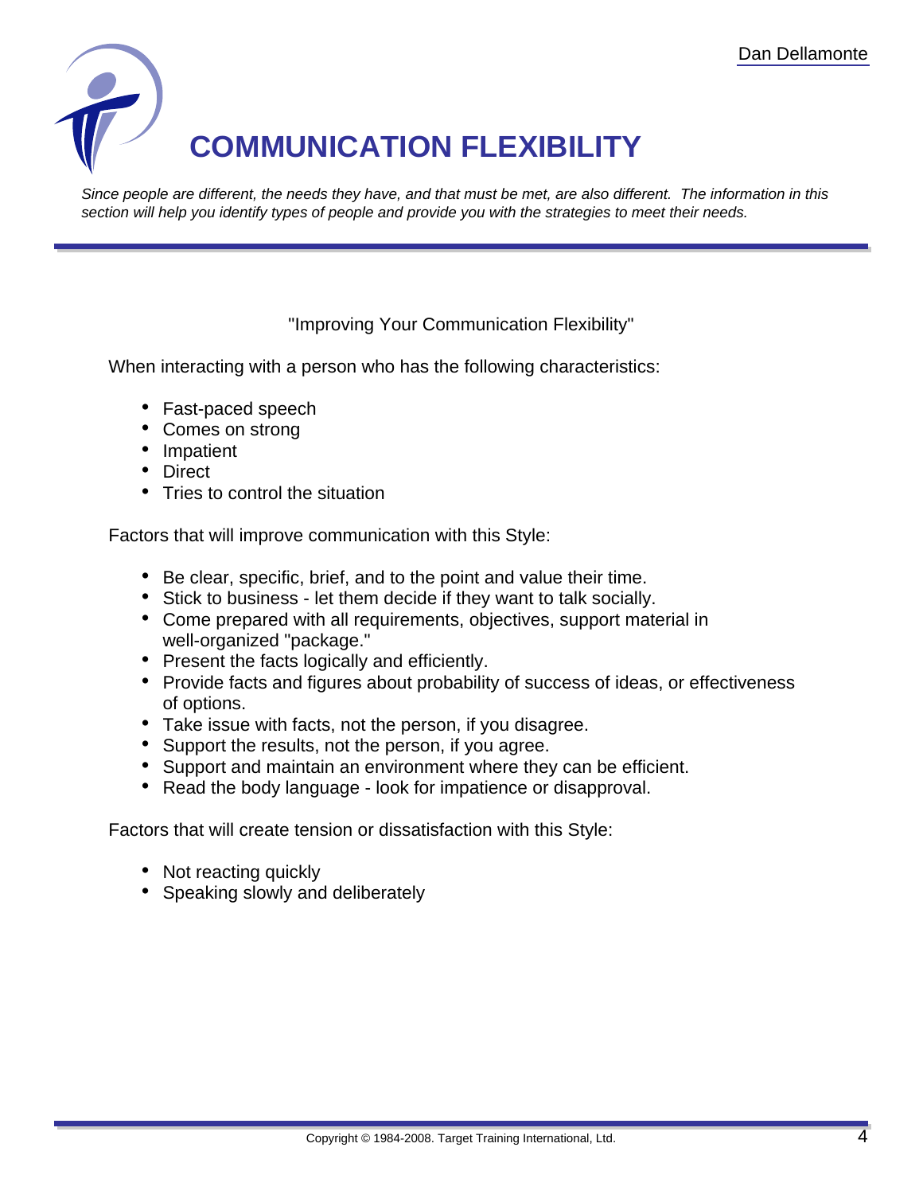# COMMUNICATION FLEXIBILITY

*Since people are different, the needs they have, and that must be met, are also different. The information in this section will help you identify types of people and provide you with the strategies to meet their needs.*

"Improving Your Communication Flexibility"

When interacting with a person who has the following characteristics:

- Fast-paced speech
- Comes on strong
- Impatient
- Direct
- Tries to control the situation

Factors that will improve communication with this Style:

- Be clear, specific, brief, and to the point and value their time.
- Stick to business - let them decide if they want to talk socially.
- Come prepared with all requirements, objectives, support material in well-organized "package."
- Present the facts logically and efficiently.
- Provide facts and figures about probability of success of ideas, or effectiveness of options.
- Take issue with facts, not the person, if you disagree.
- Support the results, not the person, if you agree.
- Support and maintain an environment where they can be efficient.
- Read the body language - look for impatience or disapproval.

Factors that will create tension or dissatisfaction with this Style:

- Not reacting quickly
- Speaking slowly and deliberately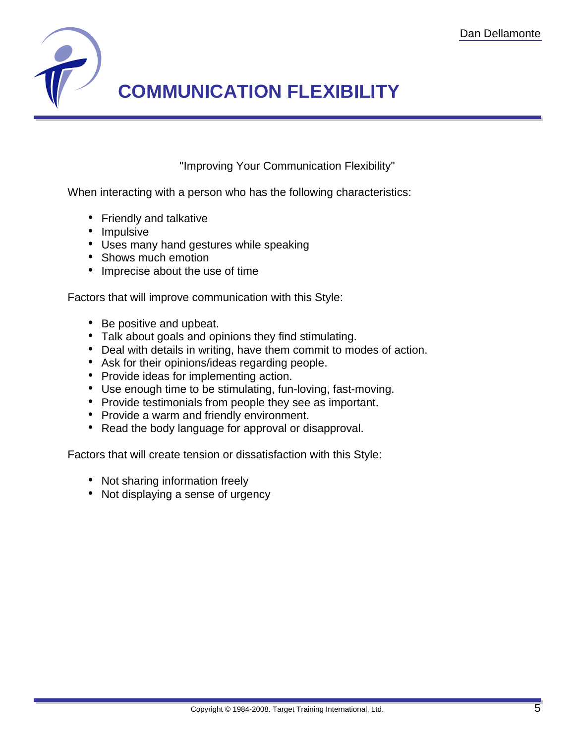# COMMUNICATION FLEXIBILITY

"Improving Your Communication Flexibility"

When interacting with a person who has the following characteristics:

- Friendly and talkative
- Impulsive
- Uses many hand gestures while speaking
- Shows much emotion
- Imprecise about the use of time

Factors that will improve communication with this Style:

- Be positive and upbeat.
- Talk about goals and opinions they find stimulating.
- Deal with details in writing, have them commit to modes of action.
- Ask for their opinions/ideas regarding people.
- Provide ideas for implementing action.
- Use enough time to be stimulating, fun-loving, fast-moving.
- Provide testimonials from people they see as important.
- Provide a warm and friendly environment.
- Read the body language for approval or disapproval.

Factors that will create tension or dissatisfaction with this Style:

- Not sharing information freely
- Not displaying a sense of urgency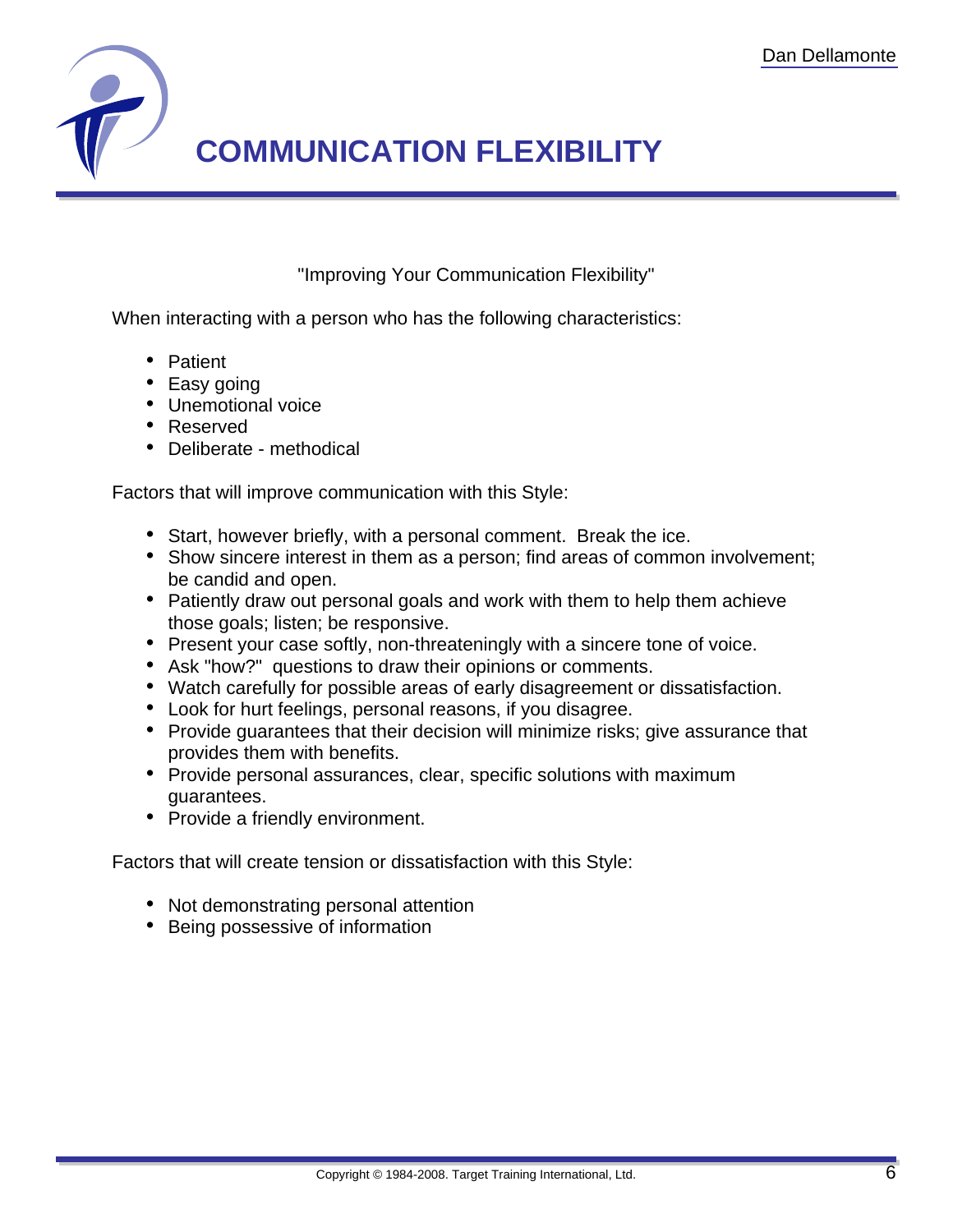# COMMUNICATION FLEXIBILITY

"Improving Your Communication Flexibility"

When interacting with a person who has the following characteristics:

- Patient
- Easy going
- Unemotional voice
- Reserved
- Deliberate - methodical

Factors that will improve communication with this Style:

- Start, however briefly, with a personal comment. Break the ice.
- Show sincere interest in them as a person; find areas of common involvement; be candid and open.
- Patiently draw out personal goals and work with them to help them achieve those goals; listen; be responsive.
- Present your case softly, non-threateningly with a sincere tone of voice.
- Ask "how?" questions to draw their opinions or comments.
- Watch carefully for possible areas of early disagreement or dissatisfaction.
- Look for hurt feelings, personal reasons, if you disagree.
- Provide guarantees that their decision will minimize risks; give assurance that provides them with benefits.
- Provide personal assurances, clear, specific solutions with maximum guarantees.
- Provide a friendly environment.

Factors that will create tension or dissatisfaction with this Style:

- Not demonstrating personal attention
- Being possessive of information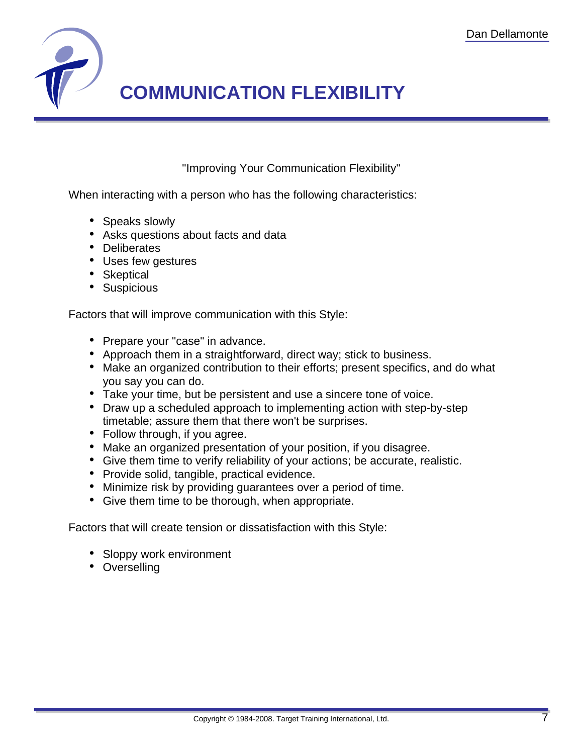# COMMUNICATION FLEXIBILITY

"Improving Your Communication Flexibility"

When interacting with a person who has the following characteristics:

- Speaks slowly
- Asks questions about facts and data
- Deliberates
- Uses few gestures
- Skeptical
- Suspicious

Factors that will improve communication with this Style:

- Prepare your "case" in advance.
- Approach them in a straightforward, direct way; stick to business.
- Make an organized contribution to their efforts; present specifics, and do what you say you can do.
- Take your time, but be persistent and use a sincere tone of voice.
- Draw up a scheduled approach to implementing action with step-by-step timetable; assure them that there won't be surprises.
- Follow through, if you agree.
- Make an organized presentation of your position, if you disagree.
- Give them time to verify reliability of your actions; be accurate, realistic.
- Provide solid, tangible, practical evidence.
- Minimize risk by providing guarantees over a period of time.
- Give them time to be thorough, when appropriate.

Factors that will create tension or dissatisfaction with this Style:

- Sloppy work environment
- Overselling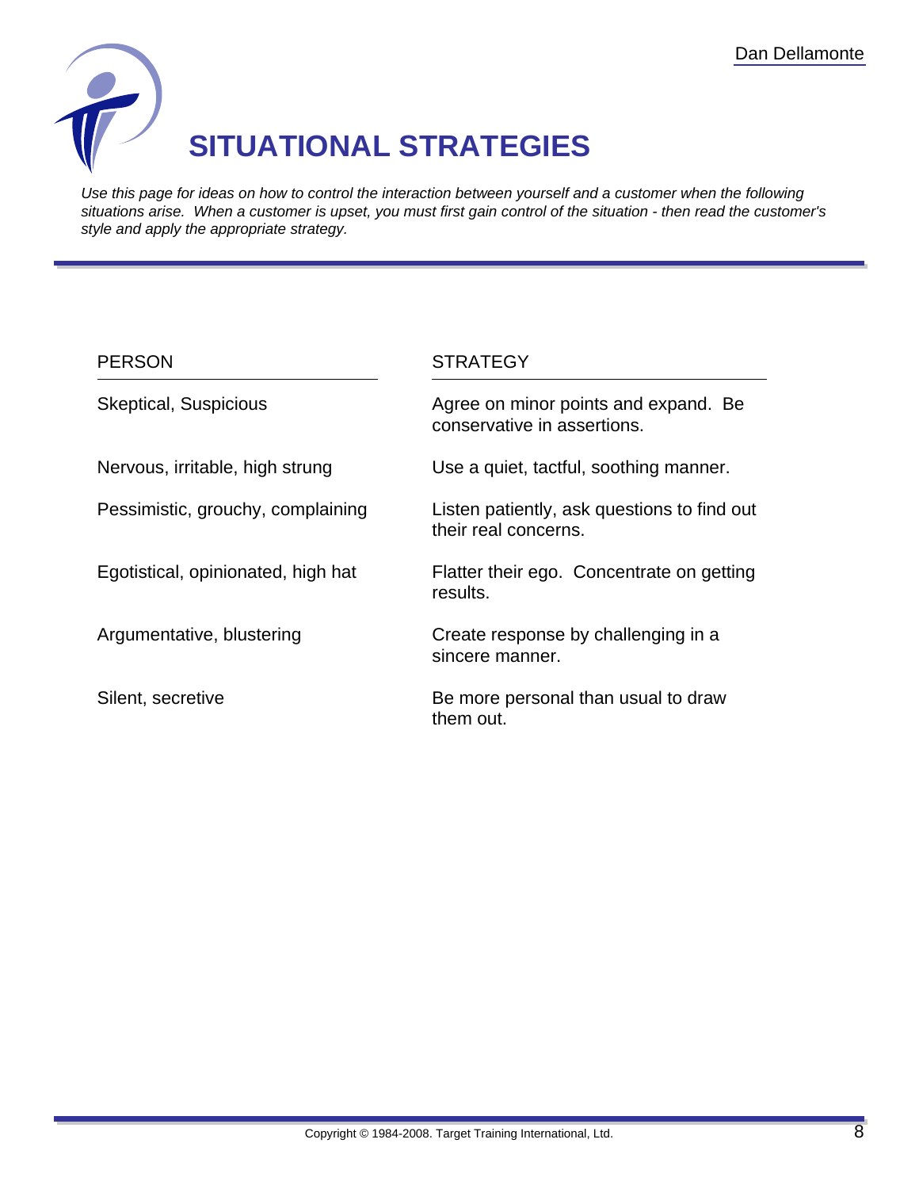# SITUATIONAL STRATEGIES

*Use this page for ideas on how to control the interaction between yourself and a customer when the following situations arise. When a customer is upset, you must first gain control of the situation - then read the customer's style and apply the appropriate strategy.*

| PERSON | STRATEGY |
|---|---|
| Skeptical, Suspicious | Agree on minor points and expand. Be conservative in assertions. |
| Nervous, irritable, high strung | Use a quiet, tactful, soothing manner. |
| Pessimistic, grouchy, complaining | Listen patiently, ask questions to find out their real concerns. |
| Egotistical, opinionated, high hat | Flatter their ego. Concentrate on getting results. |
| Argumentative, blustering | Create response by challenging in a sincere manner. |
| Silent, secretive | Be more personal than usual to draw them out. |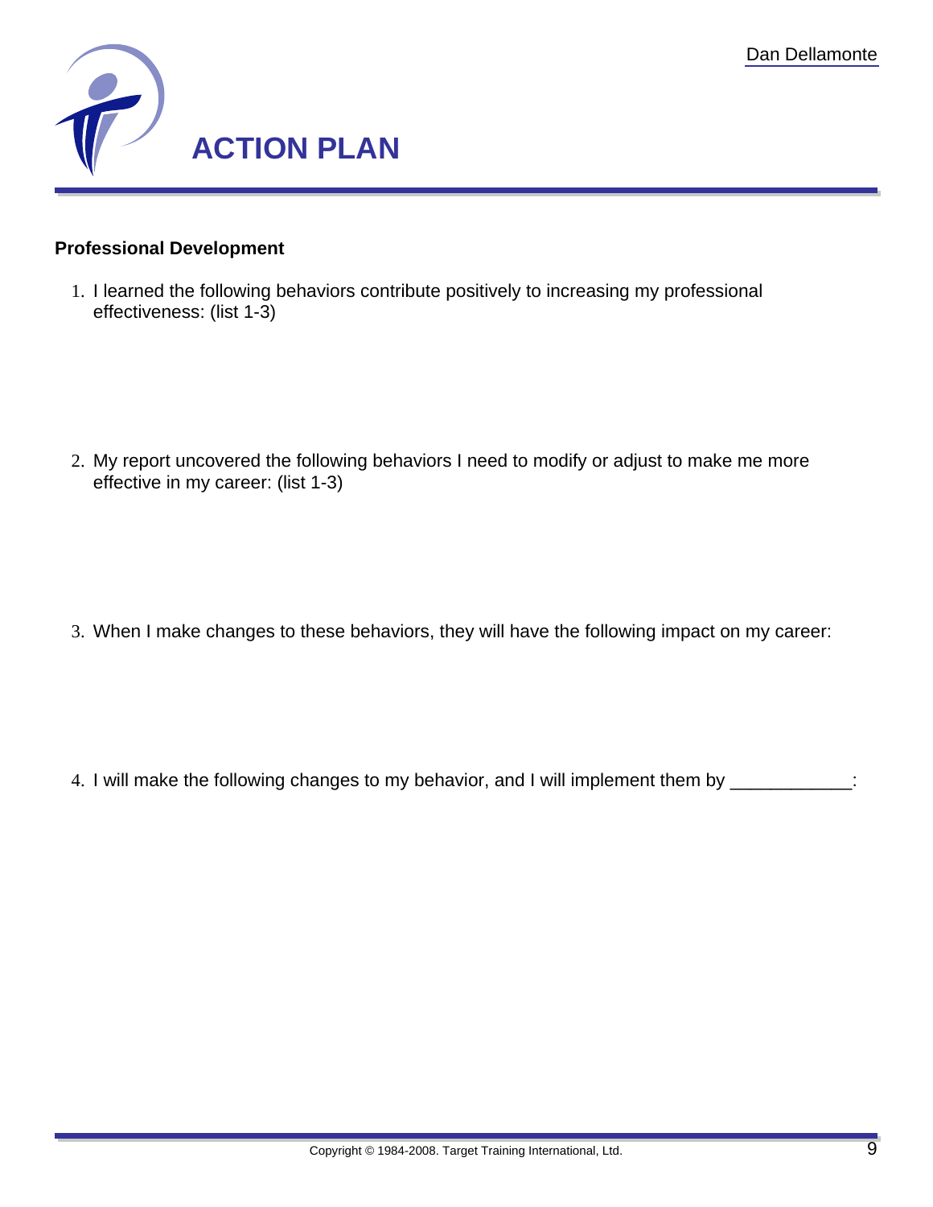# ACTION PLAN

**Professional Development**

1. I learned the following behaviors contribute positively to increasing my professional effectiveness: (list 1-3)

2. My report uncovered the following behaviors I need to modify or adjust to make me more effective in my career: (list 1-3)

3. When I make changes to these behaviors, they will have the following impact on my career:

4. I will make the following changes to my behavior, and I will implement them by ____________: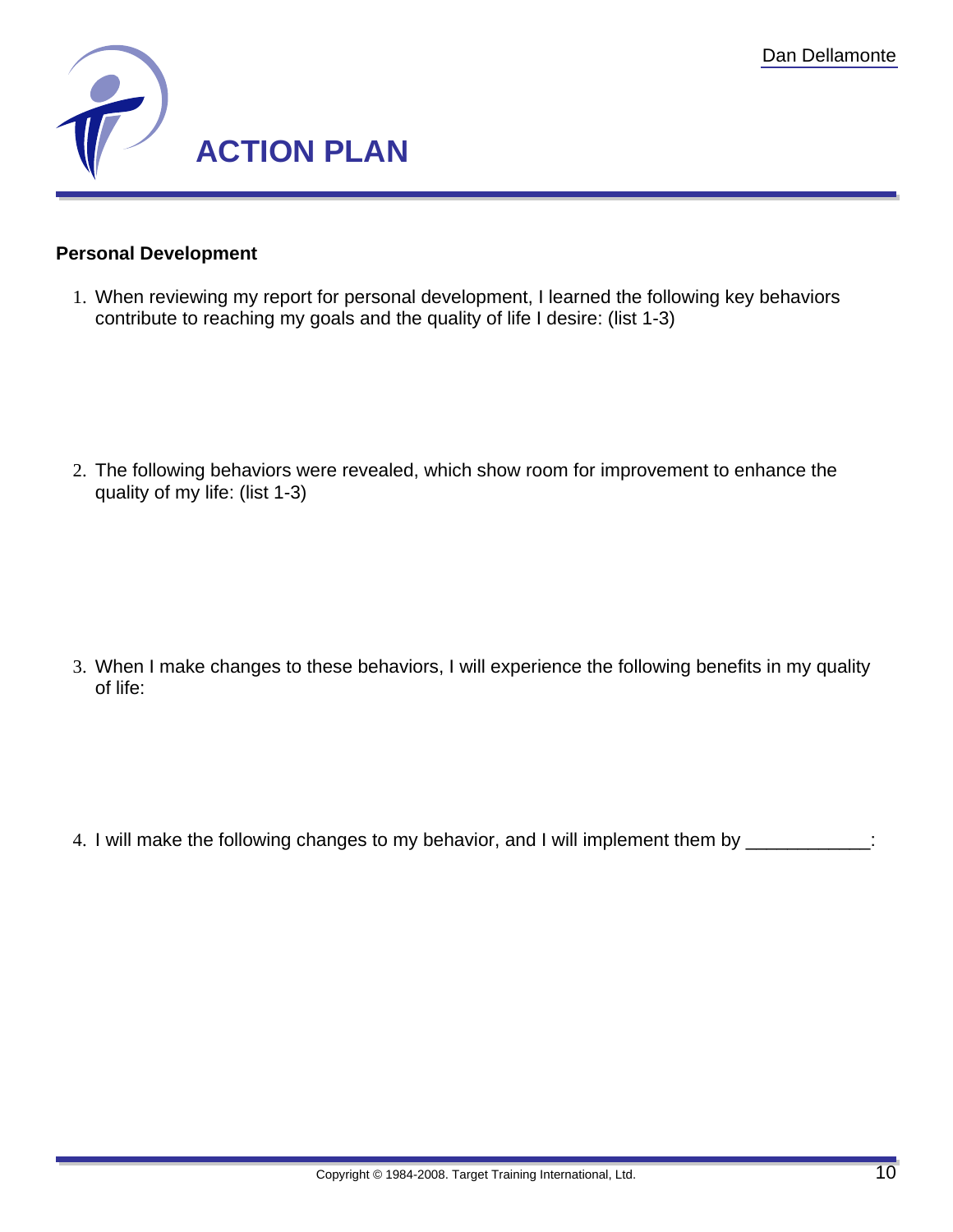# ACTION PLAN

**Personal Development**

1. When reviewing my report for personal development, I learned the following key behaviors contribute to reaching my goals and the quality of life I desire: (list 1-3)

2. The following behaviors were revealed, which show room for improvement to enhance the quality of my life: (list 1-3)

3. When I make changes to these behaviors, I will experience the following benefits in my quality of life:

4. I will make the following changes to my behavior, and I will implement them by ____________: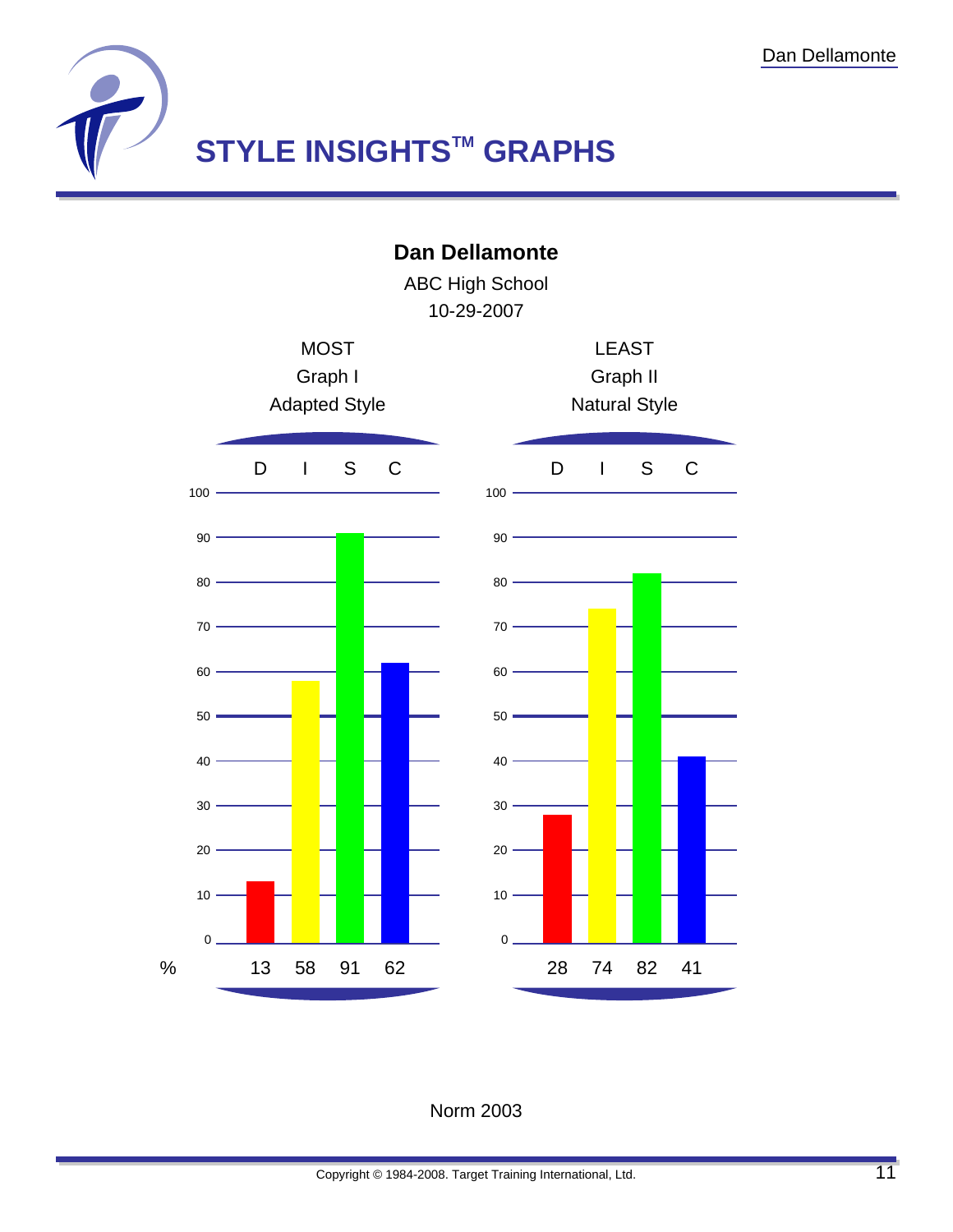# STYLE INSIGHTS™ GRAPHS

**Dan Dellamonte**

ABC High School

10-29-2007

| | MOST<br>Graph I<br>Adapted Style | | | | LEAST<br>Graph II<br>Natural Style | | | |
|---|---|---|---|---|---|---|---|---|
| | D | I | S | C | D | I | S | C |
| % | 13 | 58 | 91 | 62 | 28 | 74 | 82 | 41 |

Norm 2003

Copyright © 1984-2008. Target Training International, Ltd.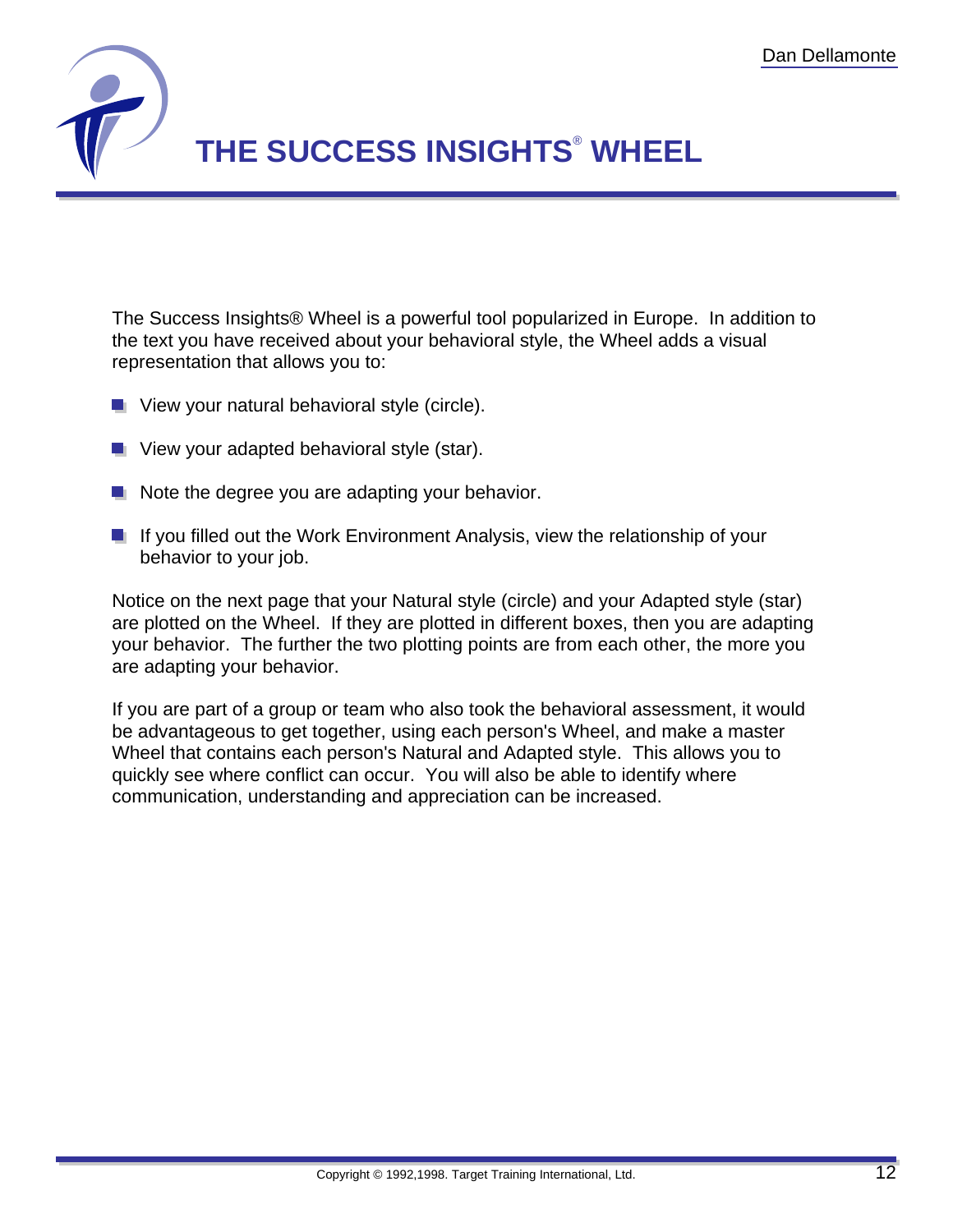# THE SUCCESS INSIGHTS® WHEEL

The Success Insights® Wheel is a powerful tool popularized in Europe. In addition to the text you have received about your behavioral style, the Wheel adds a visual representation that allows you to:

- View your natural behavioral style (circle).
- View your adapted behavioral style (star).
- Note the degree you are adapting your behavior.
- If you filled out the Work Environment Analysis, view the relationship of your behavior to your job.

Notice on the next page that your Natural style (circle) and your Adapted style (star) are plotted on the Wheel. If they are plotted in different boxes, then you are adapting your behavior. The further the two plotting points are from each other, the more you are adapting your behavior.

If you are part of a group or team who also took the behavioral assessment, it would be advantageous to get together, using each person's Wheel, and make a master Wheel that contains each person's Natural and Adapted style. This allows you to quickly see where conflict can occur. You will also be able to identify where communication, understanding and appreciation can be increased.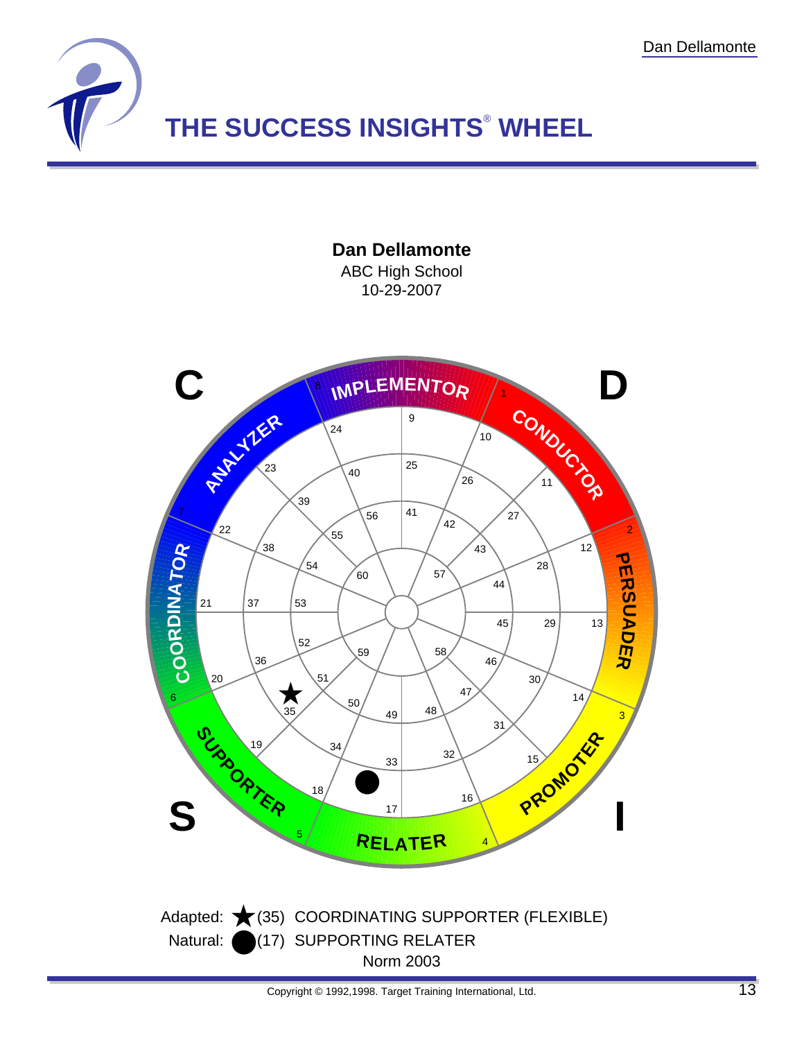# THE SUCCESS INSIGHTS® WHEEL

**Dan Dellamonte**
ABC High School
10-29-2007

C
D
S
I

IMPLEMENTOR
CONDUCTOR
PERSUADER
PROMOTER
RELATER
SUPPORTER
COORDINATOR
ANALYZER

Adapted: ★ (35) COORDINATING SUPPORTER (FLEXIBLE)
Natural: ● (17) SUPPORTING RELATER
Norm 2003

Copyright © 1992,1998. Target Training International, Ltd.